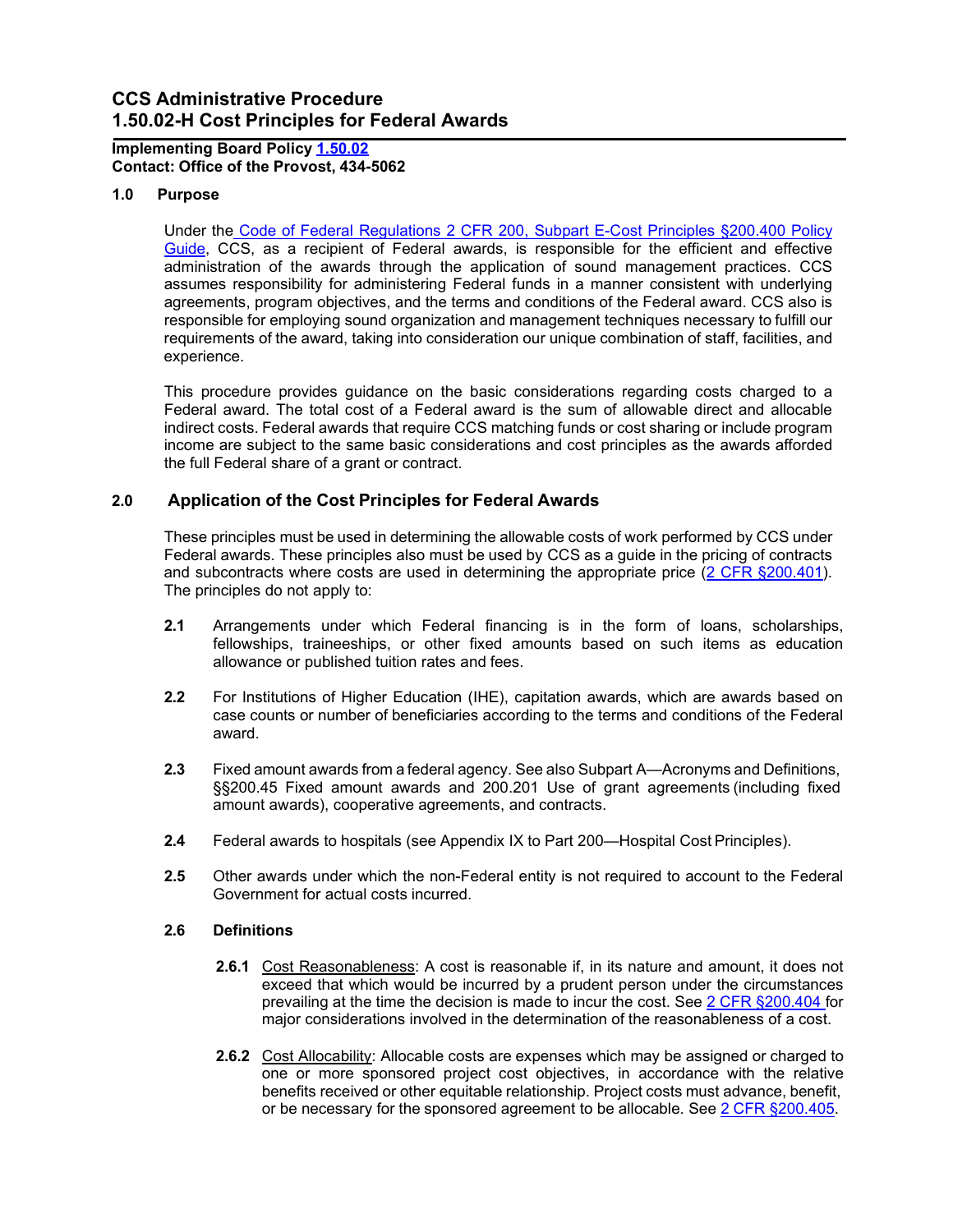# CCS Administrative Procedure
# 1.50.02-H Cost Principles for Federal Awards

**Implementing Board Policy 1.50.02**
**Contact: Office of the Provost, 434-5062**

## 1.0 Purpose

Under the Code of Federal Regulations 2 CFR 200, Subpart E-Cost Principles §200.400 Policy Guide, CCS, as a recipient of Federal awards, is responsible for the efficient and effective administration of the awards through the application of sound management practices. CCS assumes responsibility for administering Federal funds in a manner consistent with underlying agreements, program objectives, and the terms and conditions of the Federal award. CCS also is responsible for employing sound organization and management techniques necessary to fulfill our requirements of the award, taking into consideration our unique combination of staff, facilities, and experience.

This procedure provides guidance on the basic considerations regarding costs charged to a Federal award. The total cost of a Federal award is the sum of allowable direct and allocable indirect costs. Federal awards that require CCS matching funds or cost sharing or include program income are subject to the same basic considerations and cost principles as the awards afforded the full Federal share of a grant or contract.

## 2.0 Application of the Cost Principles for Federal Awards

These principles must be used in determining the allowable costs of work performed by CCS under Federal awards. These principles also must be used by CCS as a guide in the pricing of contracts and subcontracts where costs are used in determining the appropriate price (2 CFR §200.401). The principles do not apply to:

**2.1** Arrangements under which Federal financing is in the form of loans, scholarships, fellowships, traineeships, or other fixed amounts based on such items as education allowance or published tuition rates and fees.

**2.2** For Institutions of Higher Education (IHE), capitation awards, which are awards based on case counts or number of beneficiaries according to the terms and conditions of the Federal award.

**2.3** Fixed amount awards from a federal agency. See also Subpart A—Acronyms and Definitions, §§200.45 Fixed amount awards and 200.201 Use of grant agreements (including fixed amount awards), cooperative agreements, and contracts.

**2.4** Federal awards to hospitals (see Appendix IX to Part 200—Hospital Cost Principles).

**2.5** Other awards under which the non-Federal entity is not required to account to the Federal Government for actual costs incurred.

### 2.6 Definitions

**2.6.1** Cost Reasonableness: A cost is reasonable if, in its nature and amount, it does not exceed that which would be incurred by a prudent person under the circumstances prevailing at the time the decision is made to incur the cost. See 2 CFR §200.404 for major considerations involved in the determination of the reasonableness of a cost.

**2.6.2** Cost Allocability: Allocable costs are expenses which may be assigned or charged to one or more sponsored project cost objectives, in accordance with the relative benefits received or other equitable relationship. Project costs must advance, benefit, or be necessary for the sponsored agreement to be allocable. See 2 CFR §200.405.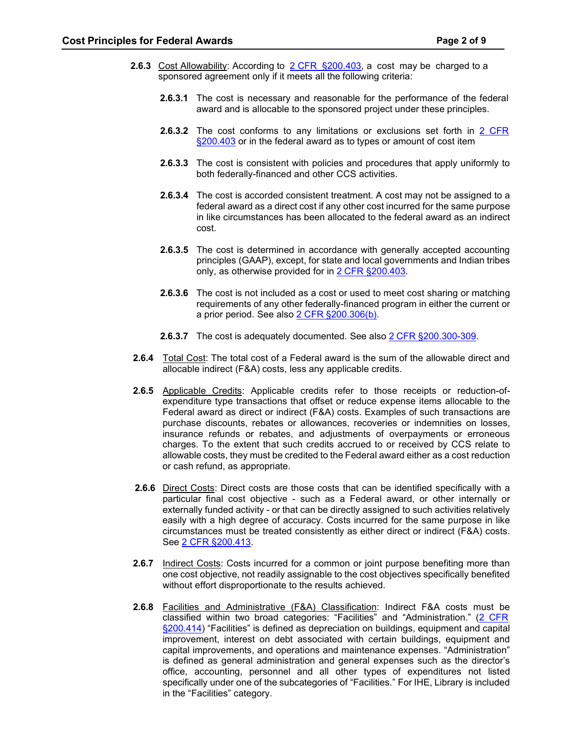**2.6.3** Cost Allowability: According to 2 CFR §200.403, a cost may be charged to a sponsored agreement only if it meets all the following criteria:

- **2.6.3.1** The cost is necessary and reasonable for the performance of the federal award and is allocable to the sponsored project under these principles.

- **2.6.3.2** The cost conforms to any limitations or exclusions set forth in 2 CFR §200.403 or in the federal award as to types or amount of cost item

- **2.6.3.3** The cost is consistent with policies and procedures that apply uniformly to both federally-financed and other CCS activities.

- **2.6.3.4** The cost is accorded consistent treatment. A cost may not be assigned to a federal award as a direct cost if any other cost incurred for the same purpose in like circumstances has been allocated to the federal award as an indirect cost.

- **2.6.3.5** The cost is determined in accordance with generally accepted accounting principles (GAAP), except, for state and local governments and Indian tribes only, as otherwise provided for in 2 CFR §200.403.

- **2.6.3.6** The cost is not included as a cost or used to meet cost sharing or matching requirements of any other federally-financed program in either the current or a prior period. See also 2 CFR §200.306(b).

- **2.6.3.7** The cost is adequately documented. See also 2 CFR §200.300-309.

**2.6.4** Total Cost: The total cost of a Federal award is the sum of the allowable direct and allocable indirect (F&A) costs, less any applicable credits.

**2.6.5** Applicable Credits: Applicable credits refer to those receipts or reduction-of-expenditure type transactions that offset or reduce expense items allocable to the Federal award as direct or indirect (F&A) costs. Examples of such transactions are purchase discounts, rebates or allowances, recoveries or indemnities on losses, insurance refunds or rebates, and adjustments of overpayments or erroneous charges. To the extent that such credits accrued to or received by CCS relate to allowable costs, they must be credited to the Federal award either as a cost reduction or cash refund, as appropriate.

**2.6.6** Direct Costs: Direct costs are those costs that can be identified specifically with a particular final cost objective - such as a Federal award, or other internally or externally funded activity - or that can be directly assigned to such activities relatively easily with a high degree of accuracy. Costs incurred for the same purpose in like circumstances must be treated consistently as either direct or indirect (F&A) costs. See 2 CFR §200.413.

**2.6.7** Indirect Costs: Costs incurred for a common or joint purpose benefiting more than one cost objective, not readily assignable to the cost objectives specifically benefited without effort disproportionate to the results achieved.

**2.6.8** Facilities and Administrative (F&A) Classification: Indirect F&A costs must be classified within two broad categories: "Facilities" and "Administration." (2 CFR §200.414) "Facilities" is defined as depreciation on buildings, equipment and capital improvement, interest on debt associated with certain buildings, equipment and capital improvements, and operations and maintenance expenses. "Administration" is defined as general administration and general expenses such as the director's office, accounting, personnel and all other types of expenditures not listed specifically under one of the subcategories of "Facilities." For IHE, Library is included in the "Facilities" category.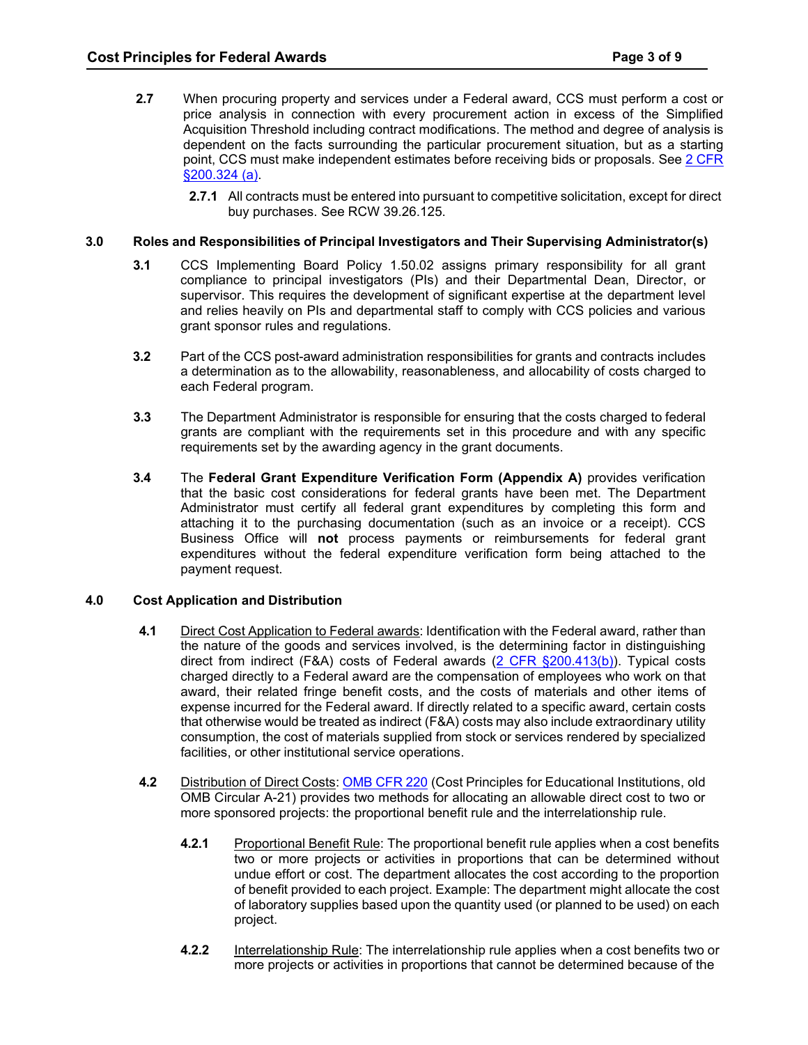**2.7** When procuring property and services under a Federal award, CCS must perform a cost or price analysis in connection with every procurement action in excess of the Simplified Acquisition Threshold including contract modifications. The method and degree of analysis is dependent on the facts surrounding the particular procurement situation, but as a starting point, CCS must make independent estimates before receiving bids or proposals. See [2 CFR §200.324 (a)]().

**2.7.1** All contracts must be entered into pursuant to competitive solicitation, except for direct buy purchases. See RCW 39.26.125.

## 3.0 Roles and Responsibilities of Principal Investigators and Their Supervising Administrator(s)

**3.1** CCS Implementing Board Policy 1.50.02 assigns primary responsibility for all grant compliance to principal investigators (PIs) and their Departmental Dean, Director, or supervisor. This requires the development of significant expertise at the department level and relies heavily on PIs and departmental staff to comply with CCS policies and various grant sponsor rules and regulations.

**3.2** Part of the CCS post-award administration responsibilities for grants and contracts includes a determination as to the allowability, reasonableness, and allocability of costs charged to each Federal program.

**3.3** The Department Administrator is responsible for ensuring that the costs charged to federal grants are compliant with the requirements set in this procedure and with any specific requirements set by the awarding agency in the grant documents.

**3.4** The **Federal Grant Expenditure Verification Form (Appendix A)** provides verification that the basic cost considerations for federal grants have been met. The Department Administrator must certify all federal grant expenditures by completing this form and attaching it to the purchasing documentation (such as an invoice or a receipt). CCS Business Office will **not** process payments or reimbursements for federal grant expenditures without the federal expenditure verification form being attached to the payment request.

## 4.0 Cost Application and Distribution

**4.1** Direct Cost Application to Federal awards: Identification with the Federal award, rather than the nature of the goods and services involved, is the determining factor in distinguishing direct from indirect (F&A) costs of Federal awards ([2 CFR §200.413(b)]()). Typical costs charged directly to a Federal award are the compensation of employees who work on that award, their related fringe benefit costs, and the costs of materials and other items of expense incurred for the Federal award. If directly related to a specific award, certain costs that otherwise would be treated as indirect (F&A) costs may also include extraordinary utility consumption, the cost of materials supplied from stock or services rendered by specialized facilities, or other institutional service operations.

**4.2** Distribution of Direct Costs: [OMB CFR 220]() (Cost Principles for Educational Institutions, old OMB Circular A-21) provides two methods for allocating an allowable direct cost to two or more sponsored projects: the proportional benefit rule and the interrelationship rule.

**4.2.1** Proportional Benefit Rule: The proportional benefit rule applies when a cost benefits two or more projects or activities in proportions that can be determined without undue effort or cost. The department allocates the cost according to the proportion of benefit provided to each project. Example: The department might allocate the cost of laboratory supplies based upon the quantity used (or planned to be used) on each project.

**4.2.2** Interrelationship Rule: The interrelationship rule applies when a cost benefits two or more projects or activities in proportions that cannot be determined because of the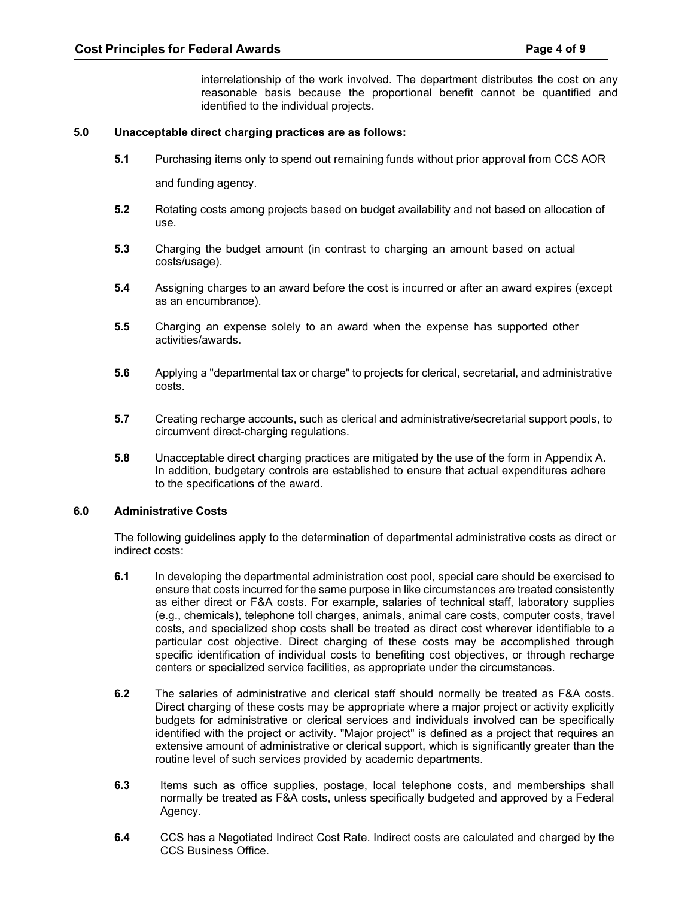interrelationship of the work involved. The department distributes the cost on any reasonable basis because the proportional benefit cannot be quantified and identified to the individual projects.

**5.0 Unacceptable direct charging practices are as follows:**

**5.1** Purchasing items only to spend out remaining funds without prior approval from CCS AOR and funding agency.

**5.2** Rotating costs among projects based on budget availability and not based on allocation of use.

**5.3** Charging the budget amount (in contrast to charging an amount based on actual costs/usage).

**5.4** Assigning charges to an award before the cost is incurred or after an award expires (except as an encumbrance).

**5.5** Charging an expense solely to an award when the expense has supported other activities/awards.

**5.6** Applying a "departmental tax or charge" to projects for clerical, secretarial, and administrative costs.

**5.7** Creating recharge accounts, such as clerical and administrative/secretarial support pools, to circumvent direct-charging regulations.

**5.8** Unacceptable direct charging practices are mitigated by the use of the form in Appendix A. In addition, budgetary controls are established to ensure that actual expenditures adhere to the specifications of the award.

**6.0 Administrative Costs**

The following guidelines apply to the determination of departmental administrative costs as direct or indirect costs:

**6.1** In developing the departmental administration cost pool, special care should be exercised to ensure that costs incurred for the same purpose in like circumstances are treated consistently as either direct or F&A costs. For example, salaries of technical staff, laboratory supplies (e.g., chemicals), telephone toll charges, animals, animal care costs, computer costs, travel costs, and specialized shop costs shall be treated as direct cost wherever identifiable to a particular cost objective. Direct charging of these costs may be accomplished through specific identification of individual costs to benefiting cost objectives, or through recharge centers or specialized service facilities, as appropriate under the circumstances.

**6.2** The salaries of administrative and clerical staff should normally be treated as F&A costs. Direct charging of these costs may be appropriate where a major project or activity explicitly budgets for administrative or clerical services and individuals involved can be specifically identified with the project or activity. "Major project" is defined as a project that requires an extensive amount of administrative or clerical support, which is significantly greater than the routine level of such services provided by academic departments.

**6.3** Items such as office supplies, postage, local telephone costs, and memberships shall normally be treated as F&A costs, unless specifically budgeted and approved by a Federal Agency.

**6.4** CCS has a Negotiated Indirect Cost Rate. Indirect costs are calculated and charged by the CCS Business Office.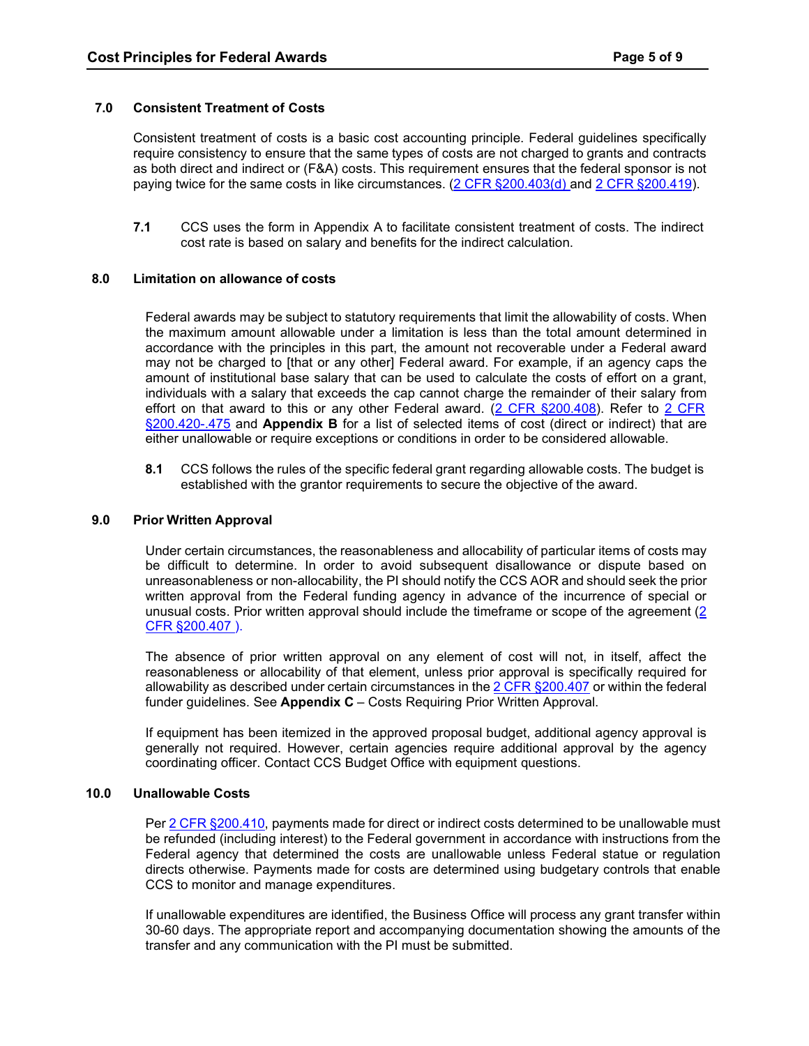## 7.0 Consistent Treatment of Costs

Consistent treatment of costs is a basic cost accounting principle. Federal guidelines specifically require consistency to ensure that the same types of costs are not charged to grants and contracts as both direct and indirect or (F&A) costs. This requirement ensures that the federal sponsor is not paying twice for the same costs in like circumstances. (2 CFR §200.403(d) and 2 CFR §200.419).

**7.1** CCS uses the form in Appendix A to facilitate consistent treatment of costs. The indirect cost rate is based on salary and benefits for the indirect calculation.

## 8.0 Limitation on allowance of costs

Federal awards may be subject to statutory requirements that limit the allowability of costs. When the maximum amount allowable under a limitation is less than the total amount determined in accordance with the principles in this part, the amount not recoverable under a Federal award may not be charged to [that or any other] Federal award. For example, if an agency caps the amount of institutional base salary that can be used to calculate the costs of effort on a grant, individuals with a salary that exceeds the cap cannot charge the remainder of their salary from effort on that award to this or any other Federal award. (2 CFR §200.408). Refer to 2 CFR §200.420-.475 and **Appendix B** for a list of selected items of cost (direct or indirect) that are either unallowable or require exceptions or conditions in order to be considered allowable.

**8.1** CCS follows the rules of the specific federal grant regarding allowable costs. The budget is established with the grantor requirements to secure the objective of the award.

## 9.0 Prior Written Approval

Under certain circumstances, the reasonableness and allocability of particular items of costs may be difficult to determine. In order to avoid subsequent disallowance or dispute based on unreasonableness or non-allocability, the PI should notify the CCS AOR and should seek the prior written approval from the Federal funding agency in advance of the incurrence of special or unusual costs. Prior written approval should include the timeframe or scope of the agreement (2 CFR §200.407 ).

The absence of prior written approval on any element of cost will not, in itself, affect the reasonableness or allocability of that element, unless prior approval is specifically required for allowability as described under certain circumstances in the 2 CFR §200.407 or within the federal funder guidelines. See **Appendix C** – Costs Requiring Prior Written Approval.

If equipment has been itemized in the approved proposal budget, additional agency approval is generally not required. However, certain agencies require additional approval by the agency coordinating officer. Contact CCS Budget Office with equipment questions.

## 10.0 Unallowable Costs

Per 2 CFR §200.410, payments made for direct or indirect costs determined to be unallowable must be refunded (including interest) to the Federal government in accordance with instructions from the Federal agency that determined the costs are unallowable unless Federal statue or regulation directs otherwise. Payments made for costs are determined using budgetary controls that enable CCS to monitor and manage expenditures.

If unallowable expenditures are identified, the Business Office will process any grant transfer within 30-60 days. The appropriate report and accompanying documentation showing the amounts of the transfer and any communication with the PI must be submitted.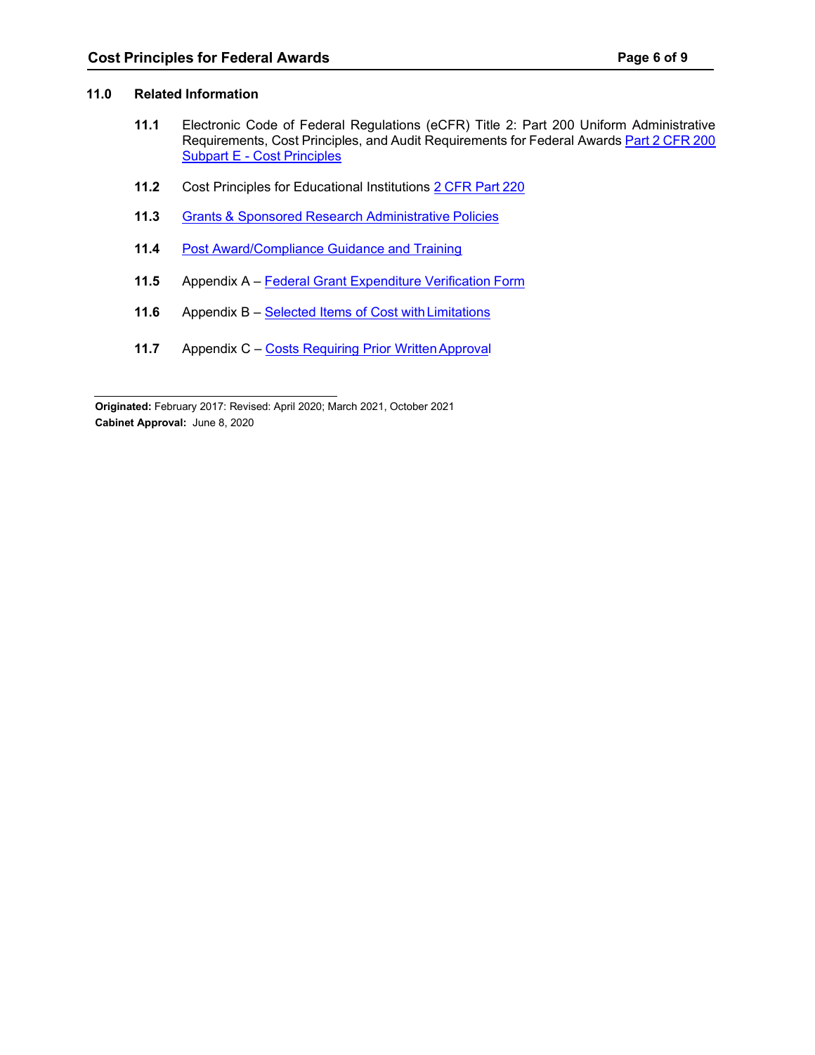## 11.0 Related Information

**11.1** Electronic Code of Federal Regulations (eCFR) Title 2: Part 200 Uniform Administrative Requirements, Cost Principles, and Audit Requirements for Federal Awards Part 2 CFR 200 Subpart E - Cost Principles

**11.2** Cost Principles for Educational Institutions 2 CFR Part 220

**11.3** Grants & Sponsored Research Administrative Policies

**11.4** Post Award/Compliance Guidance and Training

**11.5** Appendix A – Federal Grant Expenditure Verification Form

**11.6** Appendix B – Selected Items of Cost with Limitations

**11.7** Appendix C – Costs Requiring Prior Written Approval

---

**Originated:** February 2017: Revised: April 2020; March 2021, October 2021
**Cabinet Approval:** June 8, 2020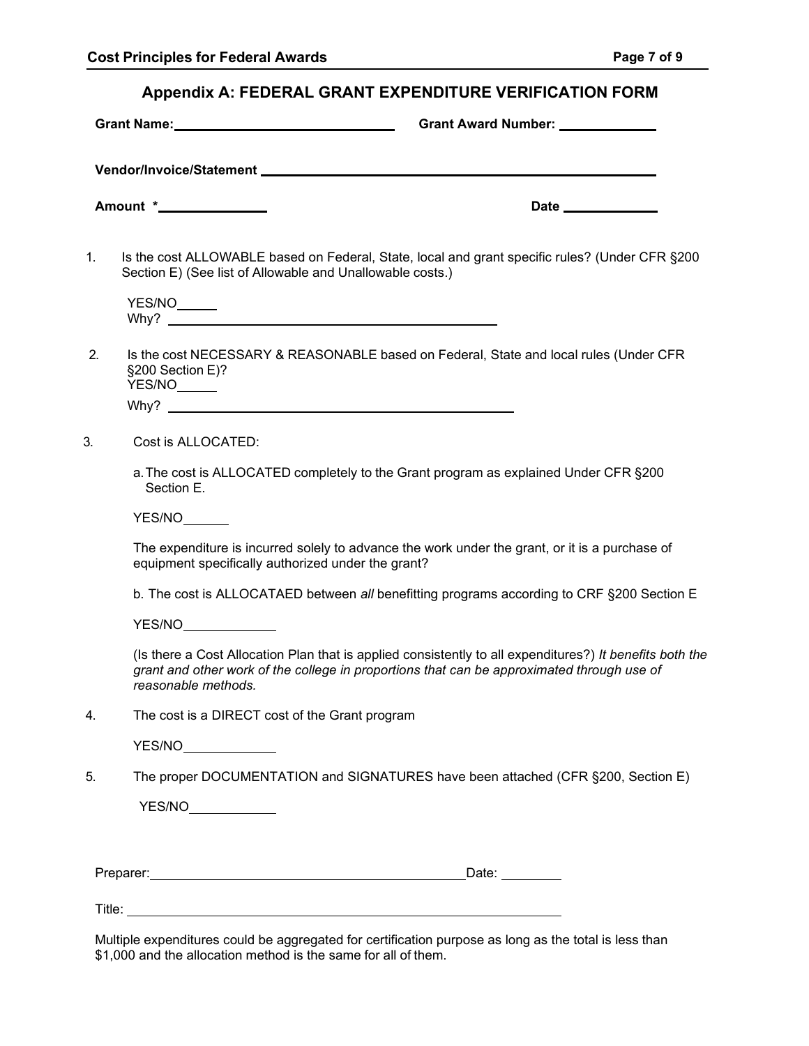## Appendix A: FEDERAL GRANT EXPENDITURE VERIFICATION FORM

**Grant Name:** ______________________________ **Grant Award Number:** _____________

**Vendor/Invoice/Statement** ______________________________________________________

**Amount** *______________ **Date** _____________

1. Is the cost ALLOWABLE based on Federal, State, local and grant specific rules? (Under CFR §200 Section E) (See list of Allowable and Unallowable costs.)

   YES/NO_____
   Why? ____________________________________________

2. Is the cost NECESSARY & REASONABLE based on Federal, State and local rules (Under CFR §200 Section E)?
   YES/NO_____
   Why? ____________________________________________

3. Cost is ALLOCATED:

   a. The cost is ALLOCATED completely to the Grant program as explained Under CFR §200 Section E.

   YES/NO______

   The expenditure is incurred solely to advance the work under the grant, or it is a purchase of equipment specifically authorized under the grant?

   b. The cost is ALLOCATAED between *all* benefitting programs according to CRF §200 Section E

   YES/NO____________

   (Is there a Cost Allocation Plan that is applied consistently to all expenditures?) *It benefits both the grant and other work of the college in proportions that can be approximated through use of reasonable methods.*

4. The cost is a DIRECT cost of the Grant program

   YES/NO____________

5. The proper DOCUMENTATION and SIGNATURES have been attached (CFR §200, Section E)

   YES/NO___________

Preparer:__________________________________________Date: ________

Title: ____________________________________________________________

Multiple expenditures could be aggregated for certification purpose as long as the total is less than $1,000 and the allocation method is the same for all of them.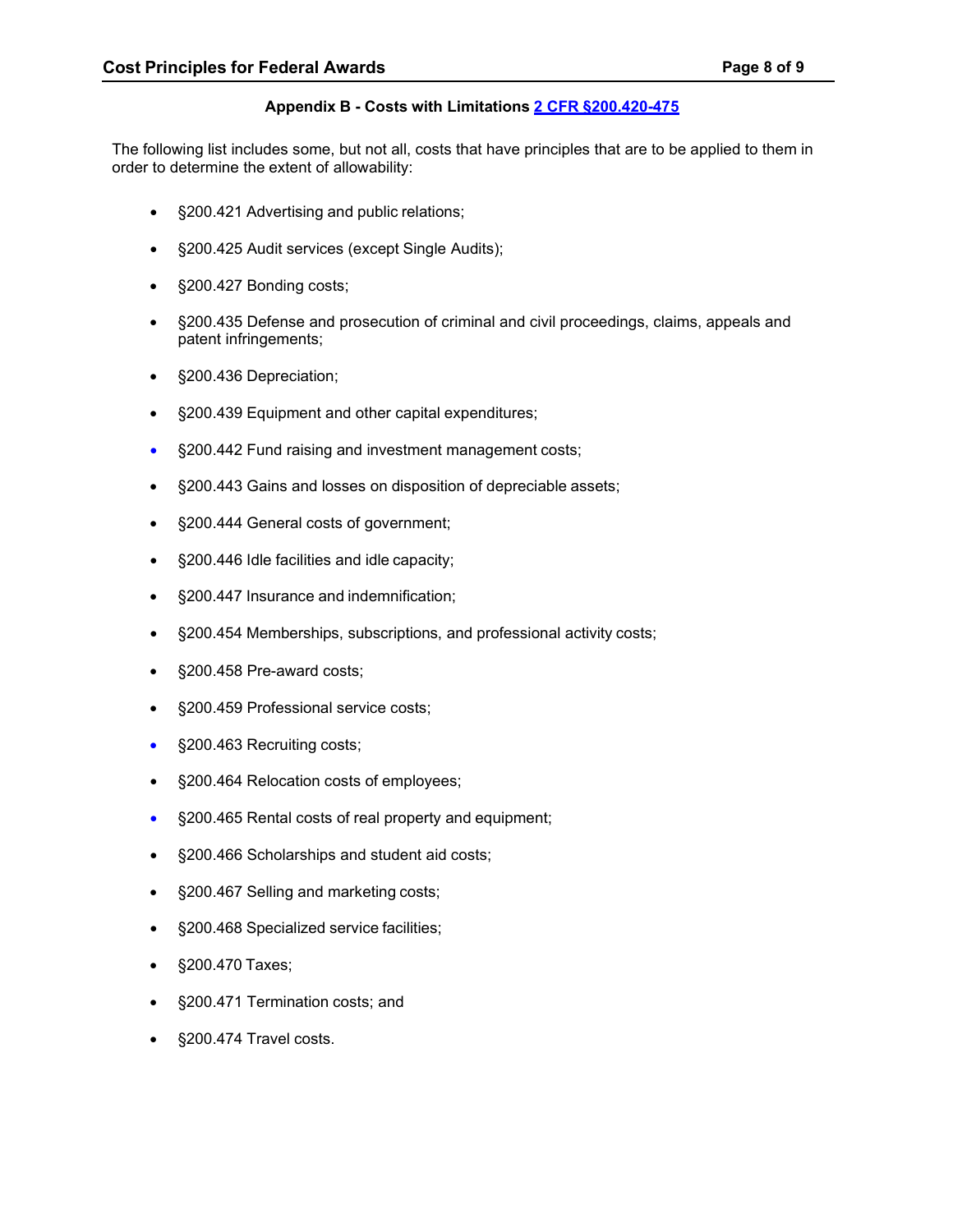## Appendix B - Costs with Limitations [2 CFR §200.420-475]

The following list includes some, but not all, costs that have principles that are to be applied to them in order to determine the extent of allowability:

- §200.421 Advertising and public relations;
- §200.425 Audit services (except Single Audits);
- §200.427 Bonding costs;
- §200.435 Defense and prosecution of criminal and civil proceedings, claims, appeals and patent infringements;
- §200.436 Depreciation;
- §200.439 Equipment and other capital expenditures;
- §200.442 Fund raising and investment management costs;
- §200.443 Gains and losses on disposition of depreciable assets;
- §200.444 General costs of government;
- §200.446 Idle facilities and idle capacity;
- §200.447 Insurance and indemnification;
- §200.454 Memberships, subscriptions, and professional activity costs;
- §200.458 Pre-award costs;
- §200.459 Professional service costs;
- §200.463 Recruiting costs;
- §200.464 Relocation costs of employees;
- §200.465 Rental costs of real property and equipment;
- §200.466 Scholarships and student aid costs;
- §200.467 Selling and marketing costs;
- §200.468 Specialized service facilities;
- §200.470 Taxes;
- §200.471 Termination costs; and
- §200.474 Travel costs.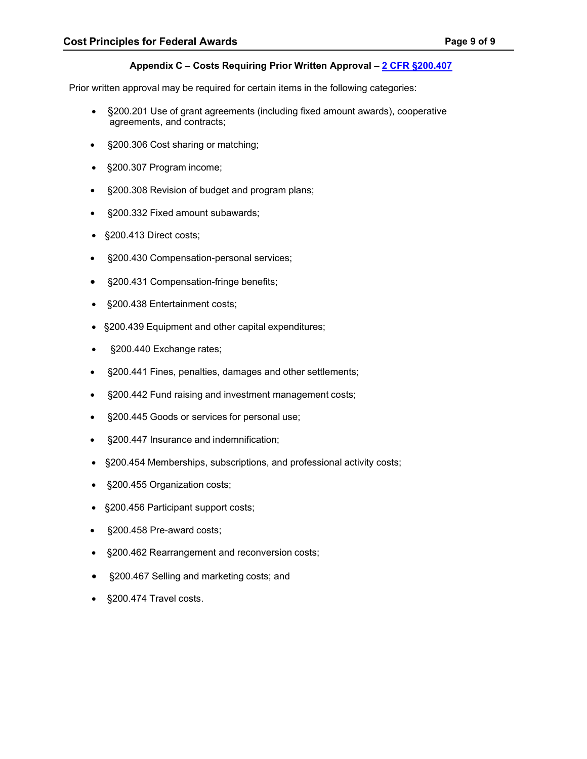### Appendix C – Costs Requiring Prior Written Approval – 2 CFR §200.407

Prior written approval may be required for certain items in the following categories:

- §200.201 Use of grant agreements (including fixed amount awards), cooperative agreements, and contracts;
- §200.306 Cost sharing or matching;
- §200.307 Program income;
- §200.308 Revision of budget and program plans;
- §200.332 Fixed amount subawards;
- §200.413 Direct costs;
- §200.430 Compensation-personal services;
- §200.431 Compensation-fringe benefits;
- §200.438 Entertainment costs;
- §200.439 Equipment and other capital expenditures;
- §200.440 Exchange rates;
- §200.441 Fines, penalties, damages and other settlements;
- §200.442 Fund raising and investment management costs;
- §200.445 Goods or services for personal use;
- §200.447 Insurance and indemnification;
- §200.454 Memberships, subscriptions, and professional activity costs;
- §200.455 Organization costs;
- §200.456 Participant support costs;
- §200.458 Pre-award costs;
- §200.462 Rearrangement and reconversion costs;
- §200.467 Selling and marketing costs; and
- §200.474 Travel costs.